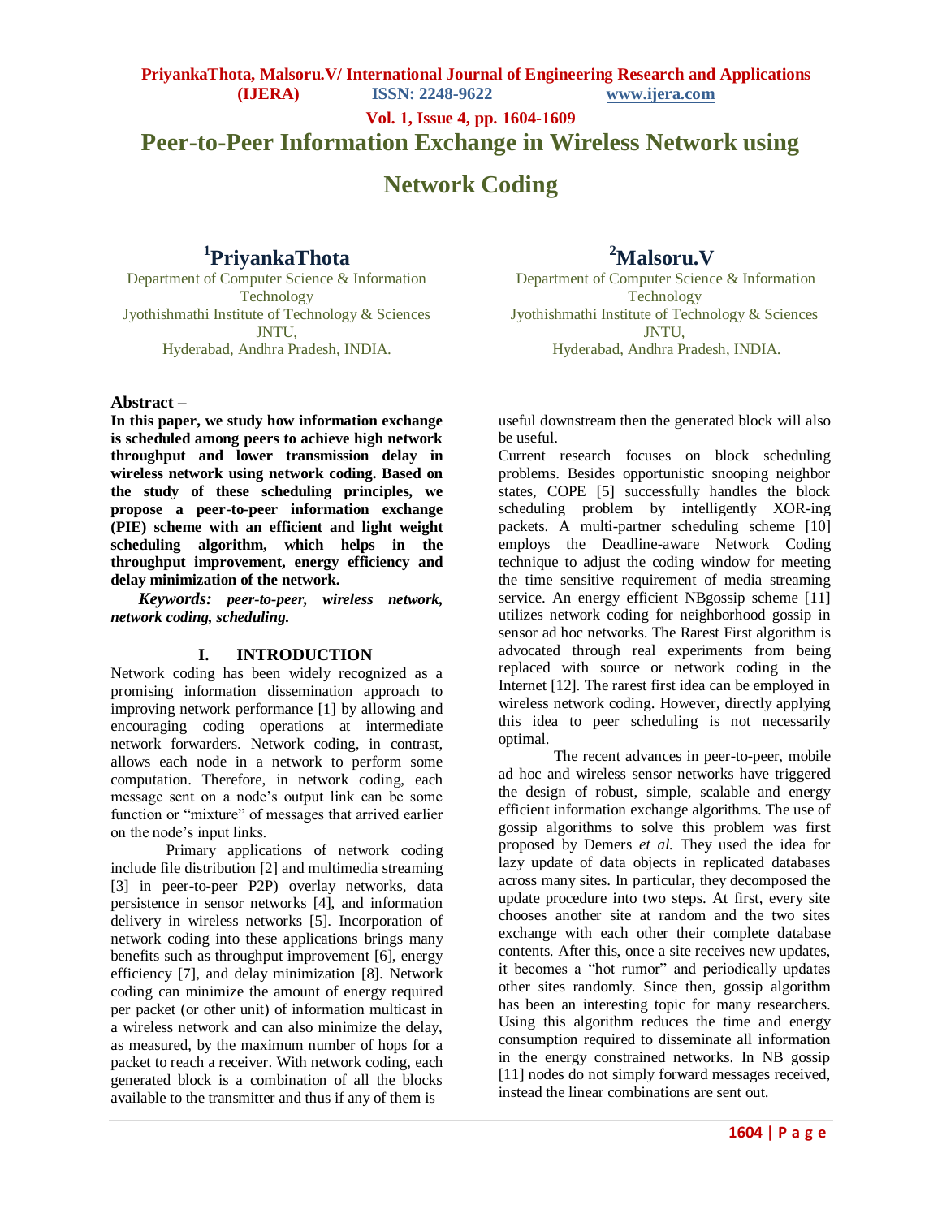# Peer-to-Peer Information Exchange in Wireless Network using Network Coding

**[1]PriyankaThota**
Department of Computer Science & Information Technology
Jyothishmathi Institute of Technology & Sciences
JNTU,
Hyderabad, Andhra Pradesh, INDIA.

**[2]Malsoru.V**
Department of Computer Science & Information Technology
Jyothishmathi Institute of Technology & Sciences
JNTU,
Hyderabad, Andhra Pradesh, INDIA.

**Abstract –**

**In this paper, we study how information exchange is scheduled among peers to achieve high network throughput and lower transmission delay in wireless network using network coding. Based on the study of these scheduling principles, we propose a peer-to-peer information exchange (PIE) scheme with an efficient and light weight scheduling algorithm, which helps in the throughput improvement, energy efficiency and delay minimization of the network.**

***Keywords: peer-to-peer, wireless network, network coding, scheduling.***

## I. INTRODUCTION

Network coding has been widely recognized as a promising information dissemination approach to improving network performance [1] by allowing and encouraging coding operations at intermediate network forwarders. Network coding, in contrast, allows each node in a network to perform some computation. Therefore, in network coding, each message sent on a node's output link can be some function or "mixture" of messages that arrived earlier on the node's input links.

Primary applications of network coding include file distribution [2] and multimedia streaming [3] in peer-to-peer P2P) overlay networks, data persistence in sensor networks [4], and information delivery in wireless networks [5]. Incorporation of network coding into these applications brings many benefits such as throughput improvement [6], energy efficiency [7], and delay minimization [8]. Network coding can minimize the amount of energy required per packet (or other unit) of information multicast in a wireless network and can also minimize the delay, as measured, by the maximum number of hops for a packet to reach a receiver. With network coding, each generated block is a combination of all the blocks available to the transmitter and thus if any of them is useful downstream then the generated block will also be useful.

Current research focuses on block scheduling problems. Besides opportunistic snooping neighbor states, COPE [5] successfully handles the block scheduling problem by intelligently XOR-ing packets. A multi-partner scheduling scheme [10] employs the Deadline-aware Network Coding technique to adjust the coding window for meeting the time sensitive requirement of media streaming service. An energy efficient NBgossip scheme [11] utilizes network coding for neighborhood gossip in sensor ad hoc networks. The Rarest First algorithm is advocated through real experiments from being replaced with source or network coding in the Internet [12]. The rarest first idea can be employed in wireless network coding. However, directly applying this idea to peer scheduling is not necessarily optimal.

The recent advances in peer-to-peer, mobile ad hoc and wireless sensor networks have triggered the design of robust, simple, scalable and energy efficient information exchange algorithms. The use of gossip algorithms to solve this problem was first proposed by Demers *et al.* They used the idea for lazy update of data objects in replicated databases across many sites. In particular, they decomposed the update procedure into two steps. At first, every site chooses another site at random and the two sites exchange with each other their complete database contents. After this, once a site receives new updates, it becomes a "hot rumor" and periodically updates other sites randomly. Since then, gossip algorithm has been an interesting topic for many researchers. Using this algorithm reduces the time and energy consumption required to disseminate all information in the energy constrained networks. In NB gossip [11] nodes do not simply forward messages received, instead the linear combinations are sent out.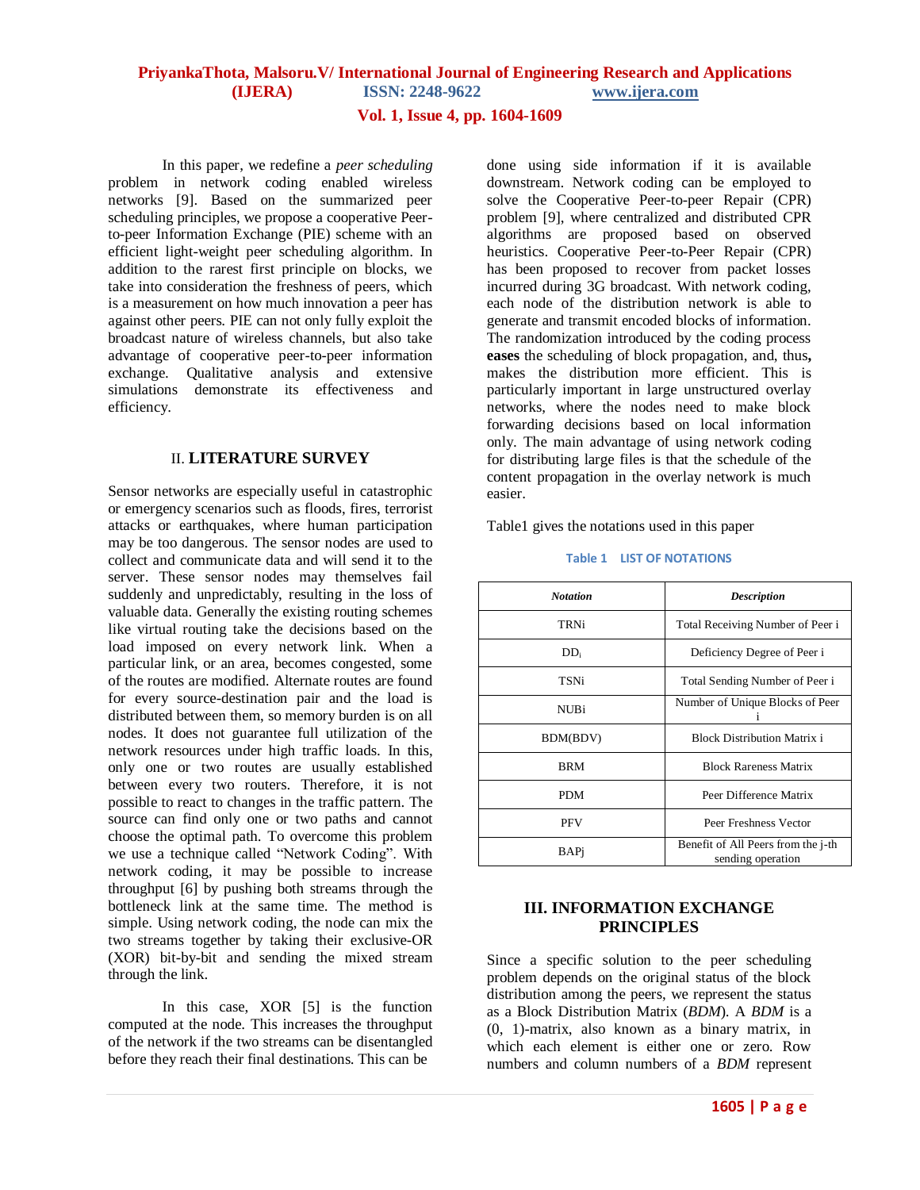In this paper, we redefine a *peer scheduling* problem in network coding enabled wireless networks [9]. Based on the summarized peer scheduling principles, we propose a cooperative Peer-to-peer Information Exchange (PIE) scheme with an efficient light-weight peer scheduling algorithm. In addition to the rarest first principle on blocks, we take into consideration the freshness of peers, which is a measurement on how much innovation a peer has against other peers. PIE can not only fully exploit the broadcast nature of wireless channels, but also take advantage of cooperative peer-to-peer information exchange. Qualitative analysis and extensive simulations demonstrate its effectiveness and efficiency.

## II. LITERATURE SURVEY

Sensor networks are especially useful in catastrophic or emergency scenarios such as floods, fires, terrorist attacks or earthquakes, where human participation may be too dangerous. The sensor nodes are used to collect and communicate data and will send it to the server. These sensor nodes may themselves fail suddenly and unpredictably, resulting in the loss of valuable data. Generally the existing routing schemes like virtual routing take the decisions based on the load imposed on every network link. When a particular link, or an area, becomes congested, some of the routes are modified. Alternate routes are found for every source-destination pair and the load is distributed between them, so memory burden is on all nodes. It does not guarantee full utilization of the network resources under high traffic loads. In this, only one or two routes are usually established between every two routers. Therefore, it is not possible to react to changes in the traffic pattern. The source can find only one or two paths and cannot choose the optimal path. To overcome this problem we use a technique called "Network Coding". With network coding, it may be possible to increase throughput [6] by pushing both streams through the bottleneck link at the same time. The method is simple. Using network coding, the node can mix the two streams together by taking their exclusive-OR (XOR) bit-by-bit and sending the mixed stream through the link.

In this case, XOR [5] is the function computed at the node. This increases the throughput of the network if the two streams can be disentangled before they reach their final destinations. This can be done using side information if it is available downstream. Network coding can be employed to solve the Cooperative Peer-to-peer Repair (CPR) problem [9], where centralized and distributed CPR algorithms are proposed based on observed heuristics. Cooperative Peer-to-Peer Repair (CPR) has been proposed to recover from packet losses incurred during 3G broadcast. With network coding, each node of the distribution network is able to generate and transmit encoded blocks of information. The randomization introduced by the coding process **eases** the scheduling of block propagation, and, thus**,** makes the distribution more efficient. This is particularly important in large unstructured overlay networks, where the nodes need to make block forwarding decisions based on local information only. The main advantage of using network coding for distributing large files is that the schedule of the content propagation in the overlay network is much easier.

Table1 gives the notations used in this paper

**Table 1 LIST OF NOTATIONS**

| *Notation* | *Description* |
|---|---|
| TRNi | Total Receiving Number of Peer i |
| $DD_i$ | Deficiency Degree of Peer i |
| TSNi | Total Sending Number of Peer i |
| NUBi | Number of Unique Blocks of Peer i |
| BDM(BDV) | Block Distribution Matrix i |
| BRM | Block Rareness Matrix |
| PDM | Peer Difference Matrix |
| PFV | Peer Freshness Vector |
| BAPj | Benefit of All Peers from the j-th sending operation |

## III. INFORMATION EXCHANGE PRINCIPLES

Since a specific solution to the peer scheduling problem depends on the original status of the block distribution among the peers, we represent the status as a Block Distribution Matrix (*BDM*). A *BDM* is a (0, 1)-matrix, also known as a binary matrix, in which each element is either one or zero. Row numbers and column numbers of a *BDM* represent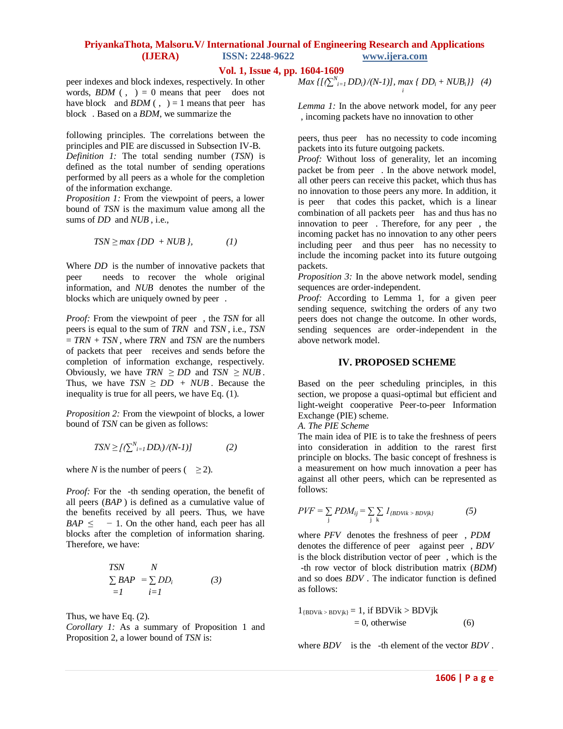peer indexes and block indexes, respectively. In other words, $BDM$ ( , ) = 0 means that peer does not have block and $BDM$ ( , ) = 1 means that peer has block . Based on a $BDM$, we summarize the

following principles. The correlations between the principles and PIE are discussed in Subsection IV-B.

*Definition 1:* The total sending number ($TSN$) is defined as the total number of sending operations performed by all peers as a whole for the completion of the information exchange.

*Proposition 1:* From the viewpoint of peers, a lower bound of $TSN$ is the maximum value among all the sums of $DD$ and $NUB$, i.e.,

$$TSN \geq max\{DD + NUB\}, \qquad (1)$$

Where $DD$ is the number of innovative packets that peer needs to recover the whole original information, and $NUB$ denotes the number of the blocks which are uniquely owned by peer .

*Proof:* From the viewpoint of peer , the $TSN$ for all peers is equal to the sum of $TRN$ and $TSN$, i.e., $TSN = TRN + TSN$, where $TRN$ and $TSN$ are the numbers of packets that peer receives and sends before the completion of information exchange, respectively. Obviously, we have $TRN \geq DD$ and $TSN \geq NUB$. Thus, we have $TSN \geq DD + NUB$. Because the inequality is true for all peers, we have Eq. (1).

*Proposition 2:* From the viewpoint of blocks, a lower bound of $TSN$ can be given as follows:

$$TSN \geq [(\textstyle\sum_{i=1}^{N} DD_i)/(N-1)] \qquad (2)$$

where $N$ is the number of peers ( $\geq 2$).

*Proof:* For the -th sending operation, the benefit of all peers ($BAP$) is defined as a cumulative value of the benefits received by all peers. Thus, we have $BAP \leq \; - 1$. On the other hand, each peer has all blocks after the completion of information sharing. Therefore, we have:

$$\sum_{=1}^{TSN} BAP = \sum_{i=1}^{N} DD_i \qquad (3)$$

Thus, we have Eq. (2).

*Corollary 1:* As a summary of Proposition 1 and Proposition 2, a lower bound of $TSN$ is:

$$Max\{[(\textstyle\sum_{i=1}^{N} DD_i)/(N-1)],\ \max_i\{DD_i + NUB_i\}\} \quad (4)$$

*Lemma 1:* In the above network model, for any peer , incoming packets have no innovation to other peers, thus peer has no necessity to code incoming packets into its future outgoing packets.

*Proof:* Without loss of generality, let an incoming packet be from peer . In the above network model, all other peers can receive this packet, which thus has no innovation to those peers any more. In addition, it is peer that codes this packet, which is a linear combination of all packets peer has and thus has no innovation to peer . Therefore, for any peer , the incoming packet has no innovation to any other peers including peer and thus peer has no necessity to include the incoming packet into its future outgoing packets.

*Proposition 3:* In the above network model, sending sequences are order-independent.

*Proof:* According to Lemma 1, for a given peer sending sequence, switching the orders of any two peers does not change the outcome. In other words, sending sequences are order-independent in the above network model.

## IV. PROPOSED SCHEME

Based on the peer scheduling principles, in this section, we propose a quasi-optimal but efficient and light-weight cooperative Peer-to-peer Information Exchange (PIE) scheme.

*A. The PIE Scheme*

The main idea of PIE is to take the freshness of peers into consideration in addition to the rarest first principle on blocks. The basic concept of freshness is a measurement on how much innovation a peer has against all other peers, which can be represented as follows:

$$PVF = \sum_j PDM_{ij} = \sum_j \sum_k 1_{\{BDVik > BDVjk\}} \qquad (5)$$

where $PFV$ denotes the freshness of peer , $PDM$ denotes the difference of peer against peer , $BDV$ is the block distribution vector of peer , which is the -th row vector of block distribution matrix ($BDM$) and so does $BDV$. The indicator function is defined as follows:

$$1_{\{BDVik > BDVjk\}} = \begin{cases} 1, & \text{if } BDVik > BDVjk \\ 0, & \text{otherwise} \end{cases} \qquad (6)$$

where $BDV$ is the -th element of the vector $BDV$.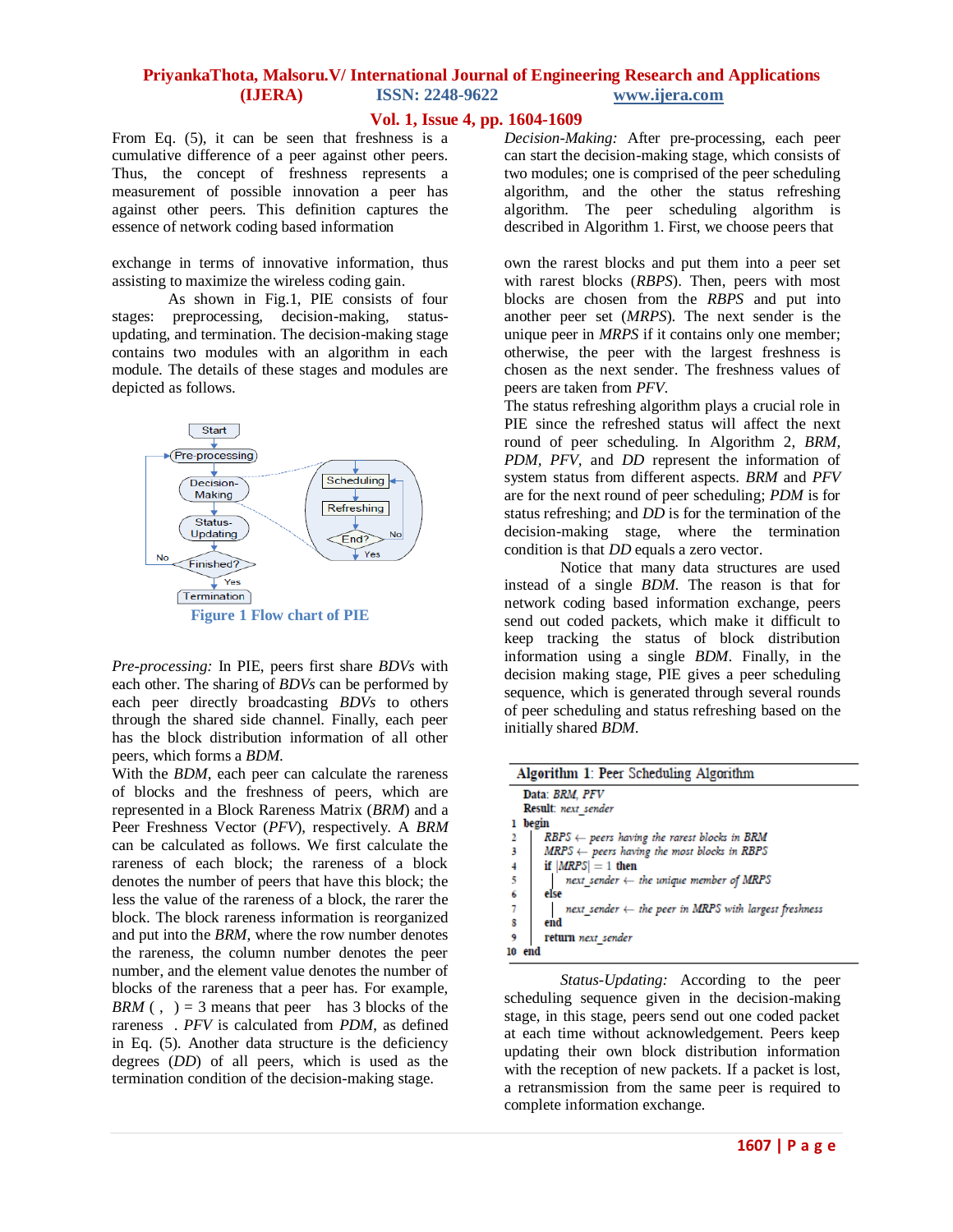From Eq. (5), it can be seen that freshness is a cumulative difference of a peer against other peers. Thus, the concept of freshness represents a measurement of possible innovation a peer has against other peers. This definition captures the essence of network coding based information exchange in terms of innovative information, thus assisting to maximize the wireless coding gain.

As shown in Fig.1, PIE consists of four stages: preprocessing, decision-making, status-updating, and termination. The decision-making stage contains two modules with an algorithm in each module. The details of these stages and modules are depicted as follows.

Figure 1 Flow chart of PIE

*Pre-processing:* In PIE, peers first share *BDVs* with each other. The sharing of *BDVs* can be performed by each peer directly broadcasting *BDVs* to others through the shared side channel. Finally, each peer has the block distribution information of all other peers, which forms a *BDM*.

With the *BDM*, each peer can calculate the rareness of blocks and the freshness of peers, which are represented in a Block Rareness Matrix (*BRM*) and a Peer Freshness Vector (*PFV*), respectively. A *BRM* can be calculated as follows. We first calculate the rareness of each block; the rareness of a block denotes the number of peers that have this block; the less the value of the rareness of a block, the rarer the block. The block rareness information is reorganized and put into the *BRM*, where the row number denotes the rareness, the column number denotes the peer number, and the element value denotes the number of blocks of the rareness that a peer has. For example, *BRM* ( , ) = 3 means that peer has 3 blocks of the rareness . *PFV* is calculated from *PDM*, as defined in Eq. (5). Another data structure is the deficiency degrees (*DD*) of all peers, which is used as the termination condition of the decision-making stage.

*Decision-Making:* After pre-processing, each peer can start the decision-making stage, which consists of two modules; one is comprised of the peer scheduling algorithm, and the other the status refreshing algorithm. The peer scheduling algorithm is described in Algorithm 1. First, we choose peers that own the rarest blocks and put them into a peer set with rarest blocks (*RBPS*). Then, peers with most blocks are chosen from the *RBPS* and put into another peer set (*MRPS*). The next sender is the unique peer in *MRPS* if it contains only one member; otherwise, the peer with the largest freshness is chosen as the next sender. The freshness values of peers are taken from *PFV*.

The status refreshing algorithm plays a crucial role in PIE since the refreshed status will affect the next round of peer scheduling. In Algorithm 2, *BRM*, *PDM*, *PFV*, and *DD* represent the information of system status from different aspects. *BRM* and *PFV* are for the next round of peer scheduling; *PDM* is for status refreshing; and *DD* is for the termination of the decision-making stage, where the termination condition is that *DD* equals a zero vector.

Notice that many data structures are used instead of a single *BDM*. The reason is that for network coding based information exchange, peers send out coded packets, which make it difficult to keep tracking the status of block distribution information using a single *BDM*. Finally, in the decision making stage, PIE gives a peer scheduling sequence, which is generated through several rounds of peer scheduling and status refreshing based on the initially shared *BDM*.

**Algorithm 1**: Peer Scheduling Algorithm

```
Data: BRM, PFV
Result: next_sender
1  begin
2    RBPS ← peers having the rarest blocks in BRM
3    MRPS ← peers having the most blocks in RBPS
4    if |MRPS| = 1 then
5      | next_sender ← the unique member of MRPS
6    else
7      | next_sender ← the peer in MRPS with largest freshness
8    end
9    return next_sender
10 end
```

*Status-Updating:* According to the peer scheduling sequence given in the decision-making stage, in this stage, peers send out one coded packet at each time without acknowledgement. Peers keep updating their own block distribution information with the reception of new packets. If a packet is lost, a retransmission from the same peer is required to complete information exchange.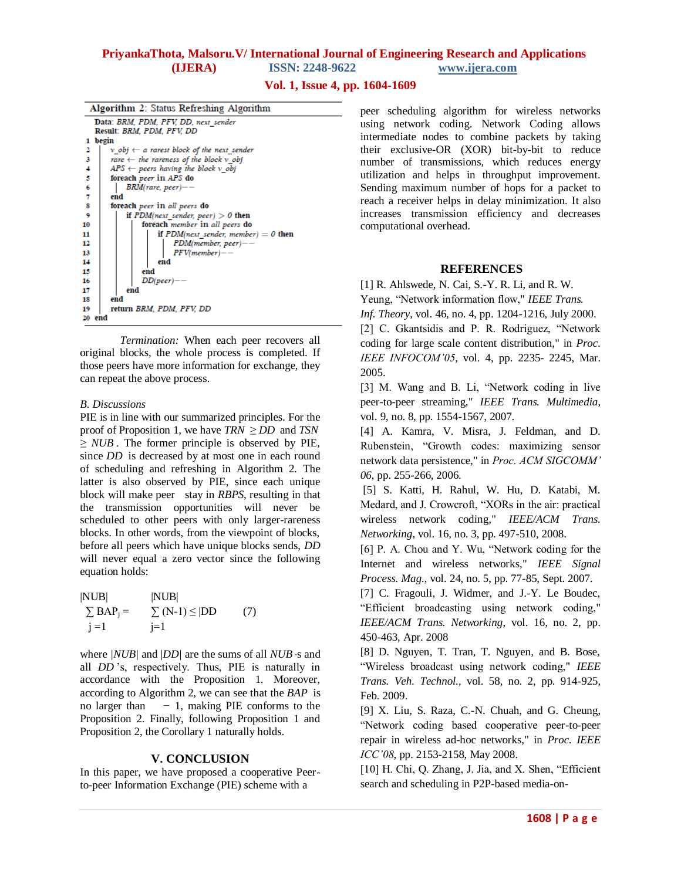**Algorithm 2**: Status Refreshing Algorithm

```
Data: BRM, PDM, PFV, DD, next_sender
Result: BRM, PDM, PFV, DD
1  begin
2      v_obj ← a rarest block of the next_sender
3      rare ← the rareness of the block v_obj
4      APS ← peers having the block v_obj
5      foreach peer in APS do
6          BRM(rare, peer)−−
7      end
8      foreach peer in all peers do
9          if PDM(next_sender, peer) > 0 then
10             foreach member in all peers do
11                 if PDM(next_sender, member) = 0 then
12                     PDM(member, peer)−−
13                     PFV(member)−−
14                 end
15             end
16             DD(peer)−−
17         end
18     end
19     return BRM, PDM, PFV, DD
20 end
```

*Termination:* When each peer recovers all original blocks, the whole process is completed. If those peers have more information for exchange, they can repeat the above process.

### B. Discussions

PIE is in line with our summarized principles. For the proof of Proposition 1, we have $TRN \geq DD$ and $TSN \geq NUB$. The former principle is observed by PIE, since $DD$ is decreased by at most one in each round of scheduling and refreshing in Algorithm 2. The latter is also observed by PIE, since each unique block will make peer stay in *RBPS*, resulting in that the transmission opportunities will never be scheduled to other peers with only larger-rareness blocks. In other words, from the viewpoint of blocks, before all peers which have unique blocks sends, $DD$ will never equal a zero vector since the following equation holds:

$$\sum_{j=1}^{|NUB|} BAP_j = \sum_{j=1}^{|NUB|} (N-1) \leq |DD| \qquad (7)$$

where $|NUB|$ and $|DD|$ are the sums of all $NUB$ 's and all $DD$ 's, respectively. Thus, PIE is naturally in accordance with the Proposition 1. Moreover, according to Algorithm 2, we can see that the $BAP$ is no larger than $\;\; - 1$, making PIE conforms to the Proposition 2. Finally, following Proposition 1 and Proposition 2, the Corollary 1 naturally holds.

## V. CONCLUSION

In this paper, we have proposed a cooperative Peer-to-peer Information Exchange (PIE) scheme with a peer scheduling algorithm for wireless networks using network coding. Network Coding allows intermediate nodes to combine packets by taking their exclusive-OR (XOR) bit-by-bit to reduce number of transmissions, which reduces energy utilization and helps in throughput improvement. Sending maximum number of hops for a packet to reach a receiver helps in delay minimization. It also increases transmission efficiency and decreases computational overhead.

## REFERENCES

[1] R. Ahlswede, N. Cai, S.-Y. R. Li, and R. W. Yeung, "Network information flow," *IEEE Trans. Inf. Theory*, vol. 46, no. 4, pp. 1204-1216, July 2000.

[2] C. Gkantsidis and P. R. Rodriguez, "Network coding for large scale content distribution," in *Proc. IEEE INFOCOM'05*, vol. 4, pp. 2235- 2245, Mar. 2005.

[3] M. Wang and B. Li, "Network coding in live peer-to-peer streaming," *IEEE Trans. Multimedia*, vol. 9, no. 8, pp. 1554-1567, 2007.

[4] A. Kamra, V. Misra, J. Feldman, and D. Rubenstein, "Growth codes: maximizing sensor network data persistence," in *Proc. ACM SIGCOMM' 06*, pp. 255-266, 2006.

[5] S. Katti, H. Rahul, W. Hu, D. Katabi, M. Medard, and J. Crowcroft, "XORs in the air: practical wireless network coding," *IEEE/ACM Trans. Networking*, vol. 16, no. 3, pp. 497-510, 2008.

[6] P. A. Chou and Y. Wu, "Network coding for the Internet and wireless networks," *IEEE Signal Process. Mag.*, vol. 24, no. 5, pp. 77-85, Sept. 2007.

[7] C. Fragouli, J. Widmer, and J.-Y. Le Boudec, "Efficient broadcasting using network coding," *IEEE/ACM Trans. Networking*, vol. 16, no. 2, pp. 450-463, Apr. 2008

[8] D. Nguyen, T. Tran, T. Nguyen, and B. Bose, "Wireless broadcast using network coding," *IEEE Trans. Veh. Technol.*, vol. 58, no. 2, pp. 914-925, Feb. 2009.

[9] X. Liu, S. Raza, C.-N. Chuah, and G. Cheung, "Network coding based cooperative peer-to-peer repair in wireless ad-hoc networks," in *Proc. IEEE ICC'08*, pp. 2153-2158, May 2008.

[10] H. Chi, Q. Zhang, J. Jia, and X. Shen, "Efficient search and scheduling in P2P-based media-on-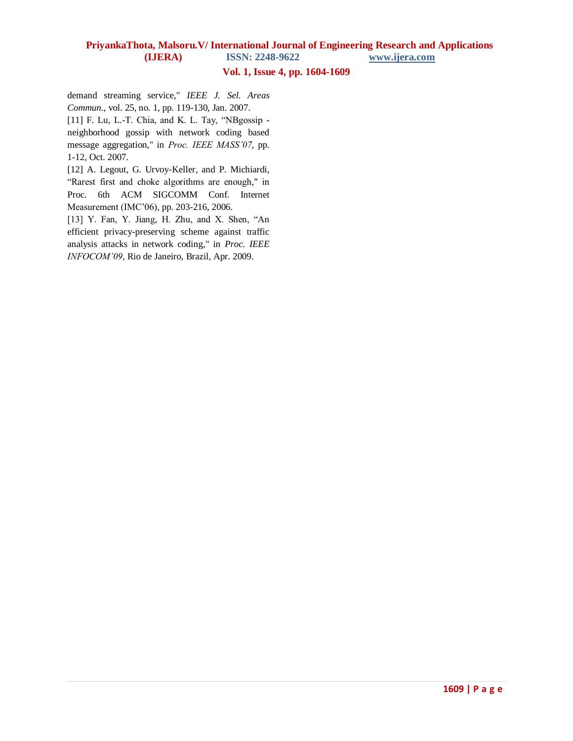demand streaming service," *IEEE J. Sel. Areas Commun.*, vol. 25, no. 1, pp. 119-130, Jan. 2007.

[11] F. Lu, L.-T. Chia, and K. L. Tay, "NBgossip - neighborhood gossip with network coding based message aggregation," in *Proc. IEEE MASS'07*, pp. 1-12, Oct. 2007.

[12] A. Legout, G. Urvoy-Keller, and P. Michiardi, "Rarest first and choke algorithms are enough," in Proc. 6th ACM SIGCOMM Conf. Internet Measurement (IMC'06), pp. 203-216, 2006.

[13] Y. Fan, Y. Jiang, H. Zhu, and X. Shen, "An efficient privacy-preserving scheme against traffic analysis attacks in network coding," in *Proc. IEEE INFOCOM'09*, Rio de Janeiro, Brazil, Apr. 2009.